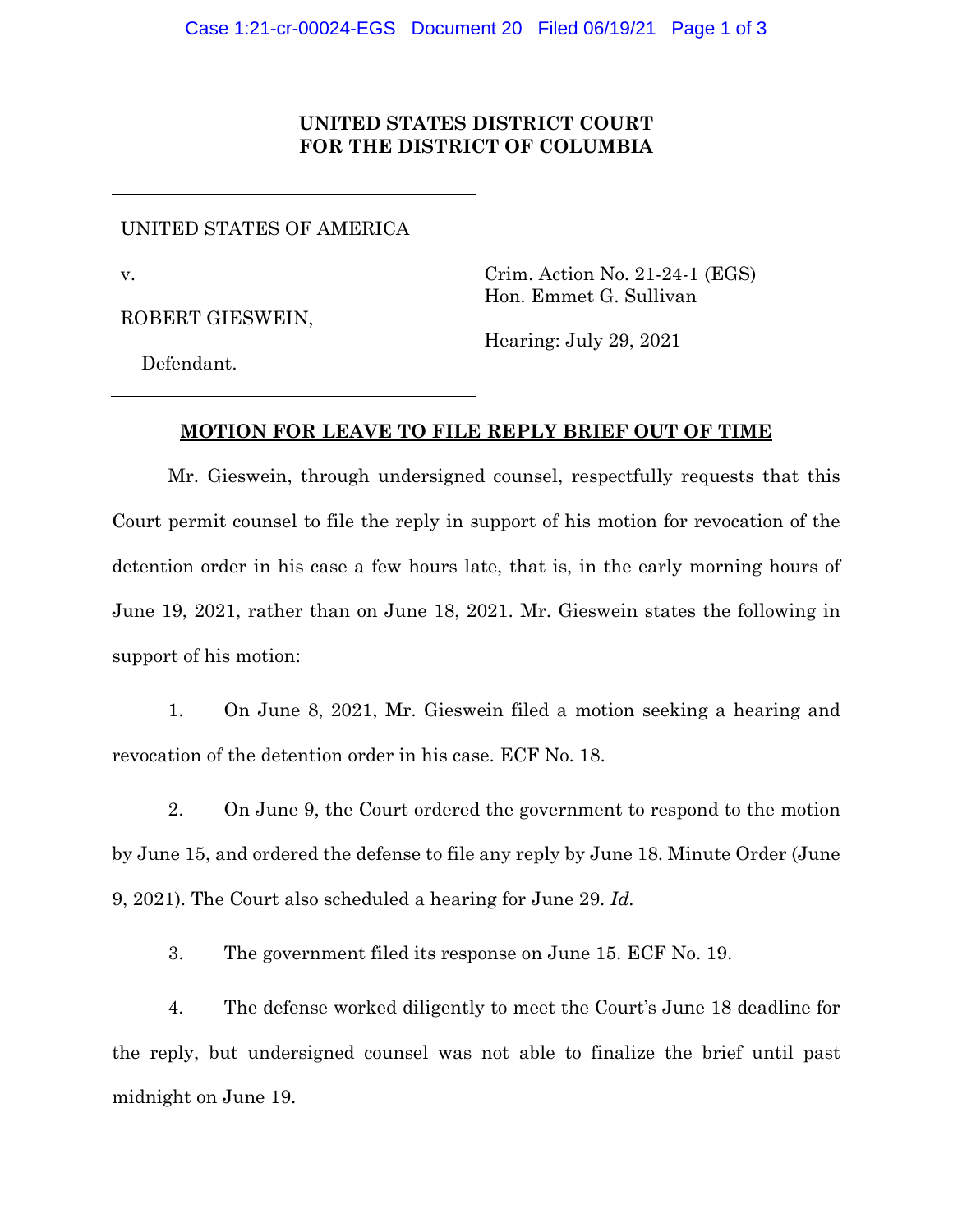**UNITED STATES DISTRICT COURT**
**FOR THE DISTRICT OF COLUMBIA**

| | |
|---|---|
| UNITED STATES OF AMERICA<br><br>v.<br><br>ROBERT GIESWEIN,<br><br>Defendant. | Crim. Action No. 21-24-1 (EGS)<br>Hon. Emmet G. Sullivan<br><br>Hearing: July 29, 2021 |

**MOTION FOR LEAVE TO FILE REPLY BRIEF OUT OF TIME**

Mr. Gieswein, through undersigned counsel, respectfully requests that this Court permit counsel to file the reply in support of his motion for revocation of the detention order in his case a few hours late, that is, in the early morning hours of June 19, 2021, rather than on June 18, 2021. Mr. Gieswein states the following in support of his motion:

1. On June 8, 2021, Mr. Gieswein filed a motion seeking a hearing and revocation of the detention order in his case. ECF No. 18.

2. On June 9, the Court ordered the government to respond to the motion by June 15, and ordered the defense to file any reply by June 18. Minute Order (June 9, 2021). The Court also scheduled a hearing for June 29. *Id.*

3. The government filed its response on June 15. ECF No. 19.

4. The defense worked diligently to meet the Court's June 18 deadline for the reply, but undersigned counsel was not able to finalize the brief until past midnight on June 19.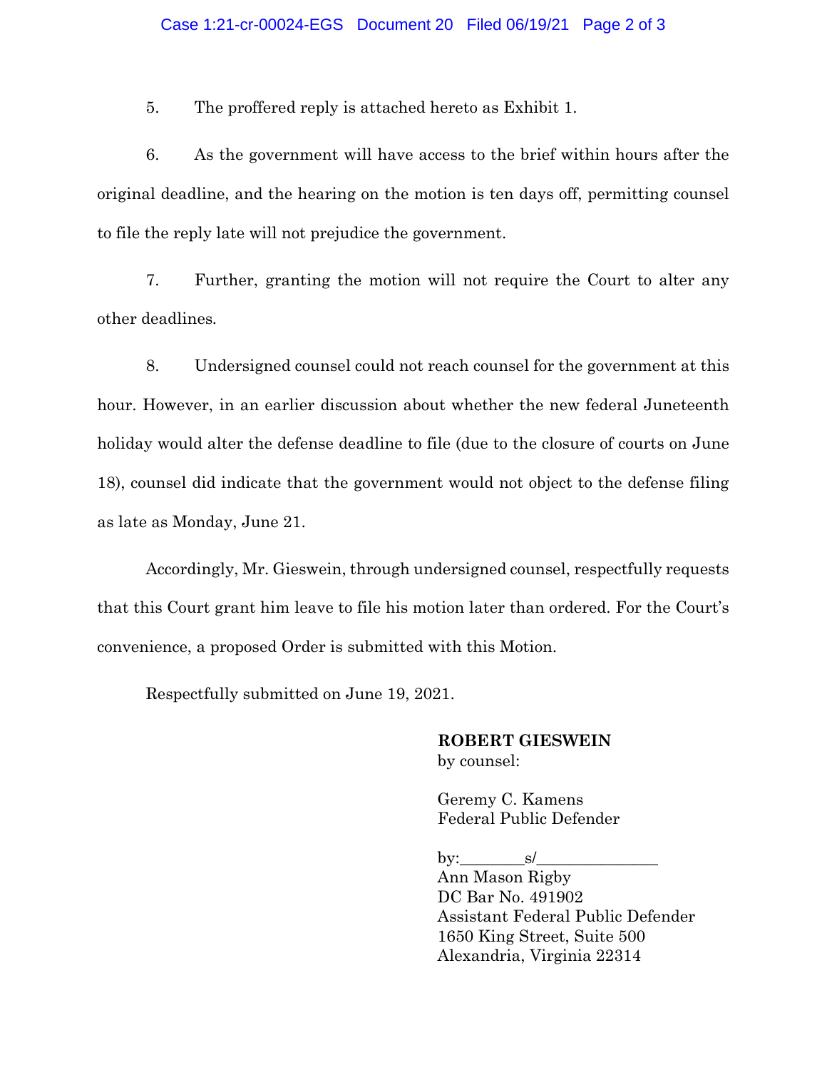5. The proffered reply is attached hereto as Exhibit 1.

6. As the government will have access to the brief within hours after the original deadline, and the hearing on the motion is ten days off, permitting counsel to file the reply late will not prejudice the government.

7. Further, granting the motion will not require the Court to alter any other deadlines.

8. Undersigned counsel could not reach counsel for the government at this hour. However, in an earlier discussion about whether the new federal Juneteenth holiday would alter the defense deadline to file (due to the closure of courts on June 18), counsel did indicate that the government would not object to the defense filing as late as Monday, June 21.

Accordingly, Mr. Gieswein, through undersigned counsel, respectfully requests that this Court grant him leave to file his motion later than ordered. For the Court's convenience, a proposed Order is submitted with this Motion.

Respectfully submitted on June 19, 2021.

**ROBERT GIESWEIN**
by counsel:

Geremy C. Kamens
Federal Public Defender

by:________s/_______________
Ann Mason Rigby
DC Bar No. 491902
Assistant Federal Public Defender
1650 King Street, Suite 500
Alexandria, Virginia 22314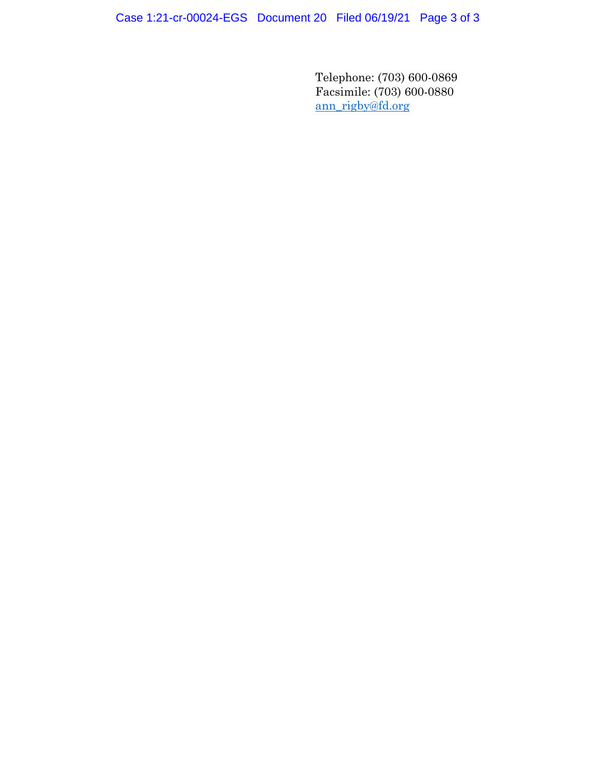Telephone: (703) 600-0869
Facsimile: (703) 600-0880
ann_rigby@fd.org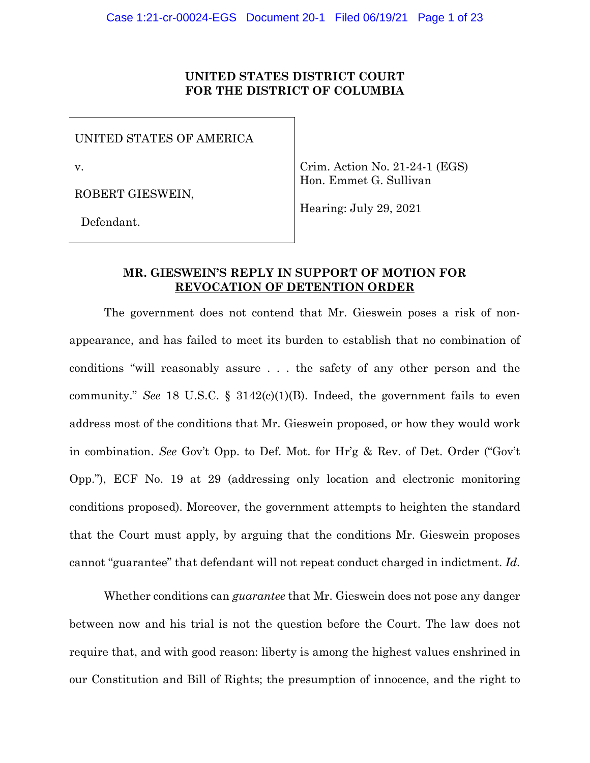**UNITED STATES DISTRICT COURT**
**FOR THE DISTRICT OF COLUMBIA**

| | |
|---|---|
| UNITED STATES OF AMERICA<br><br>v.<br><br>ROBERT GIESWEIN,<br><br>Defendant. | Crim. Action No. 21-24-1 (EGS)<br>Hon. Emmet G. Sullivan<br><br>Hearing: July 29, 2021 |

## MR. GIESWEIN'S REPLY IN SUPPORT OF MOTION FOR REVOCATION OF DETENTION ORDER

The government does not contend that Mr. Gieswein poses a risk of non-appearance, and has failed to meet its burden to establish that no combination of conditions "will reasonably assure . . . the safety of any other person and the community." *See* 18 U.S.C. § 3142(c)(1)(B). Indeed, the government fails to even address most of the conditions that Mr. Gieswein proposed, or how they would work in combination. *See* Gov't Opp. to Def. Mot. for Hr'g & Rev. of Det. Order ("Gov't Opp."), ECF No. 19 at 29 (addressing only location and electronic monitoring conditions proposed). Moreover, the government attempts to heighten the standard that the Court must apply, by arguing that the conditions Mr. Gieswein proposes cannot "guarantee" that defendant will not repeat conduct charged in indictment. *Id.*

Whether conditions can *guarantee* that Mr. Gieswein does not pose any danger between now and his trial is not the question before the Court. The law does not require that, and with good reason: liberty is among the highest values enshrined in our Constitution and Bill of Rights; the presumption of innocence, and the right to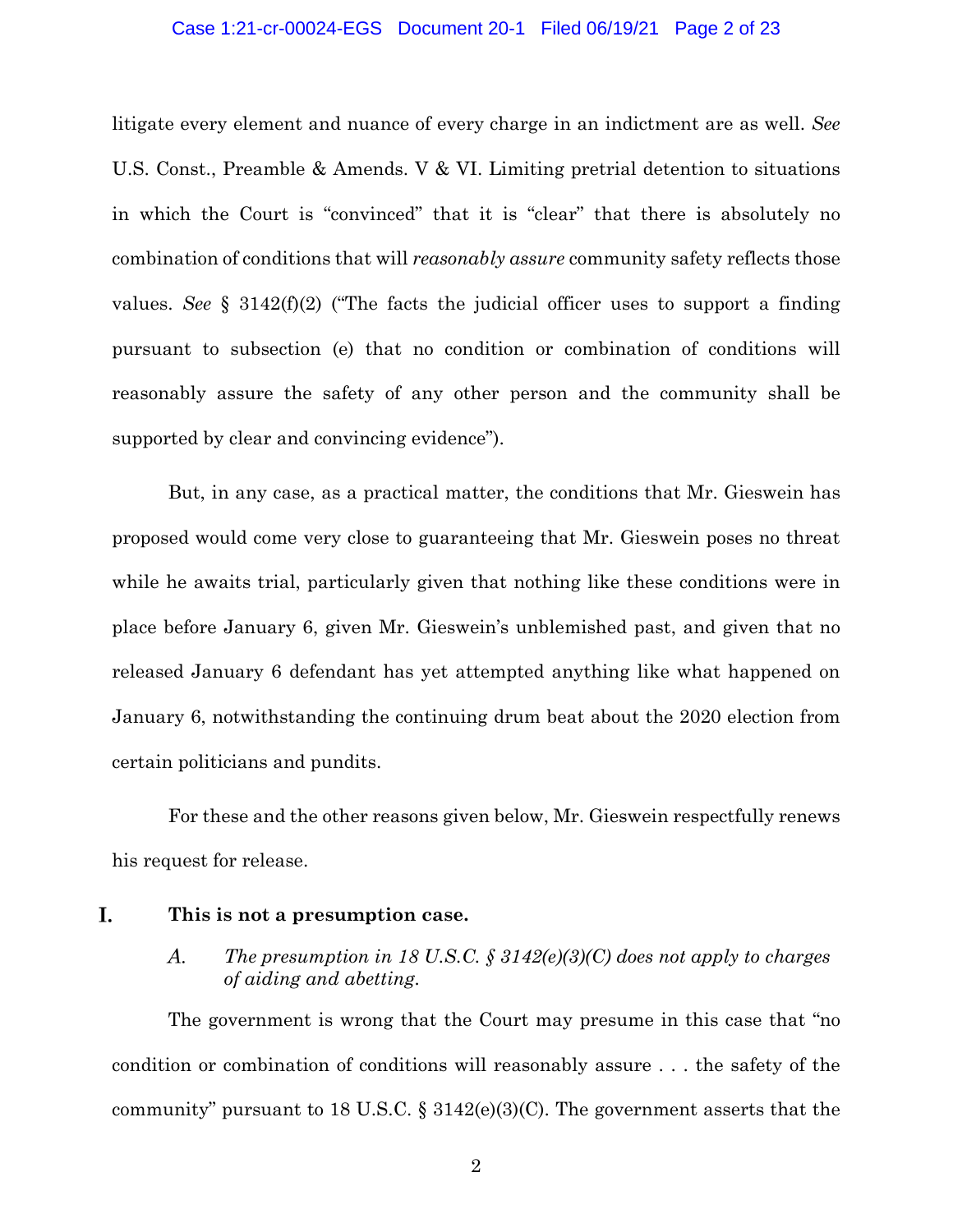litigate every element and nuance of every charge in an indictment are as well. *See* U.S. Const., Preamble & Amends. V & VI. Limiting pretrial detention to situations in which the Court is "convinced" that it is "clear" that there is absolutely no combination of conditions that will *reasonably assure* community safety reflects those values. *See* § 3142(f)(2) ("The facts the judicial officer uses to support a finding pursuant to subsection (e) that no condition or combination of conditions will reasonably assure the safety of any other person and the community shall be supported by clear and convincing evidence").

But, in any case, as a practical matter, the conditions that Mr. Gieswein has proposed would come very close to guaranteeing that Mr. Gieswein poses no threat while he awaits trial, particularly given that nothing like these conditions were in place before January 6, given Mr. Gieswein's unblemished past, and given that no released January 6 defendant has yet attempted anything like what happened on January 6, notwithstanding the continuing drum beat about the 2020 election from certain politicians and pundits.

For these and the other reasons given below, Mr. Gieswein respectfully renews his request for release.

## I. This is not a presumption case.

### *A. The presumption in 18 U.S.C. § 3142(e)(3)(C) does not apply to charges of aiding and abetting.*

The government is wrong that the Court may presume in this case that "no condition or combination of conditions will reasonably assure . . . the safety of the community" pursuant to 18 U.S.C. § 3142(e)(3)(C). The government asserts that the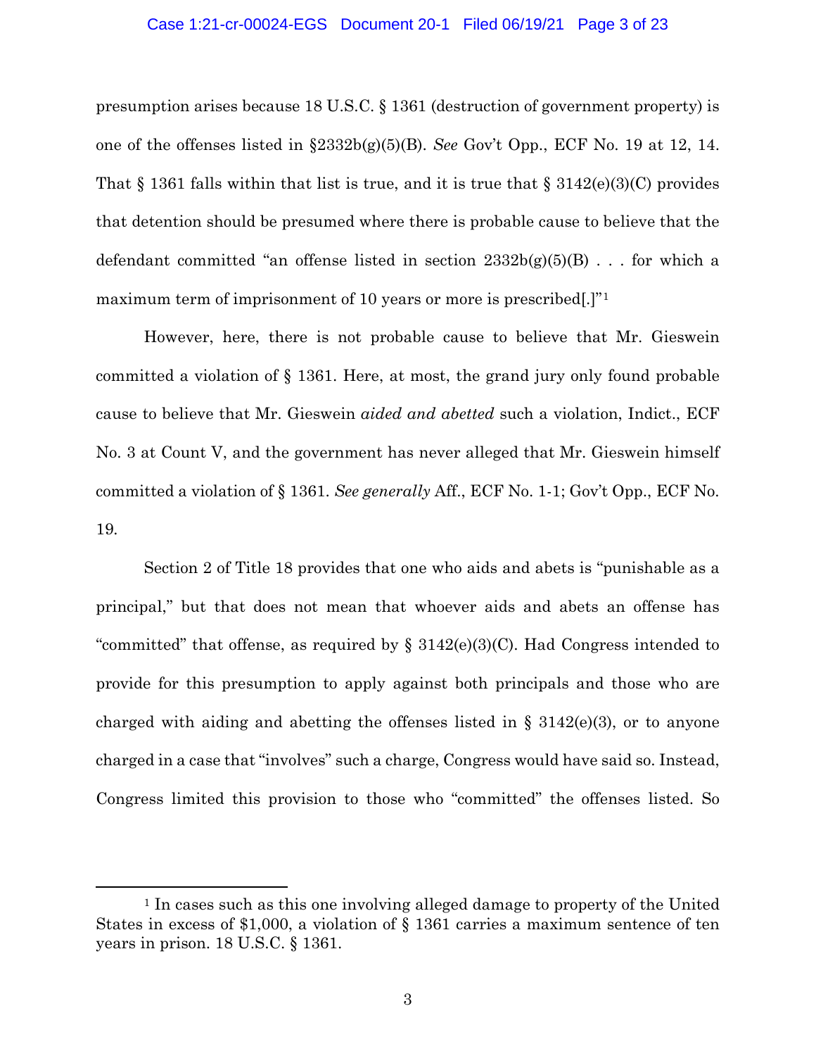presumption arises because 18 U.S.C. § 1361 (destruction of government property) is one of the offenses listed in §2332b(g)(5)(B). *See* Gov't Opp., ECF No. 19 at 12, 14. That § 1361 falls within that list is true, and it is true that § 3142(e)(3)(C) provides that detention should be presumed where there is probable cause to believe that the defendant committed "an offense listed in section 2332b(g)(5)(B) . . . for which a maximum term of imprisonment of 10 years or more is prescribed[.]"[1]

However, here, there is not probable cause to believe that Mr. Gieswein committed a violation of § 1361. Here, at most, the grand jury only found probable cause to believe that Mr. Gieswein *aided and abetted* such a violation, Indict., ECF No. 3 at Count V, and the government has never alleged that Mr. Gieswein himself committed a violation of § 1361. *See generally* Aff., ECF No. 1-1; Gov't Opp., ECF No. 19.

Section 2 of Title 18 provides that one who aids and abets is "punishable as a principal," but that does not mean that whoever aids and abets an offense has "committed" that offense, as required by § 3142(e)(3)(C). Had Congress intended to provide for this presumption to apply against both principals and those who are charged with aiding and abetting the offenses listed in § 3142(e)(3), or to anyone charged in a case that "involves" such a charge, Congress would have said so. Instead, Congress limited this provision to those who "committed" the offenses listed. So

---

[1] In cases such as this one involving alleged damage to property of the United States in excess of $1,000, a violation of § 1361 carries a maximum sentence of ten years in prison. 18 U.S.C. § 1361.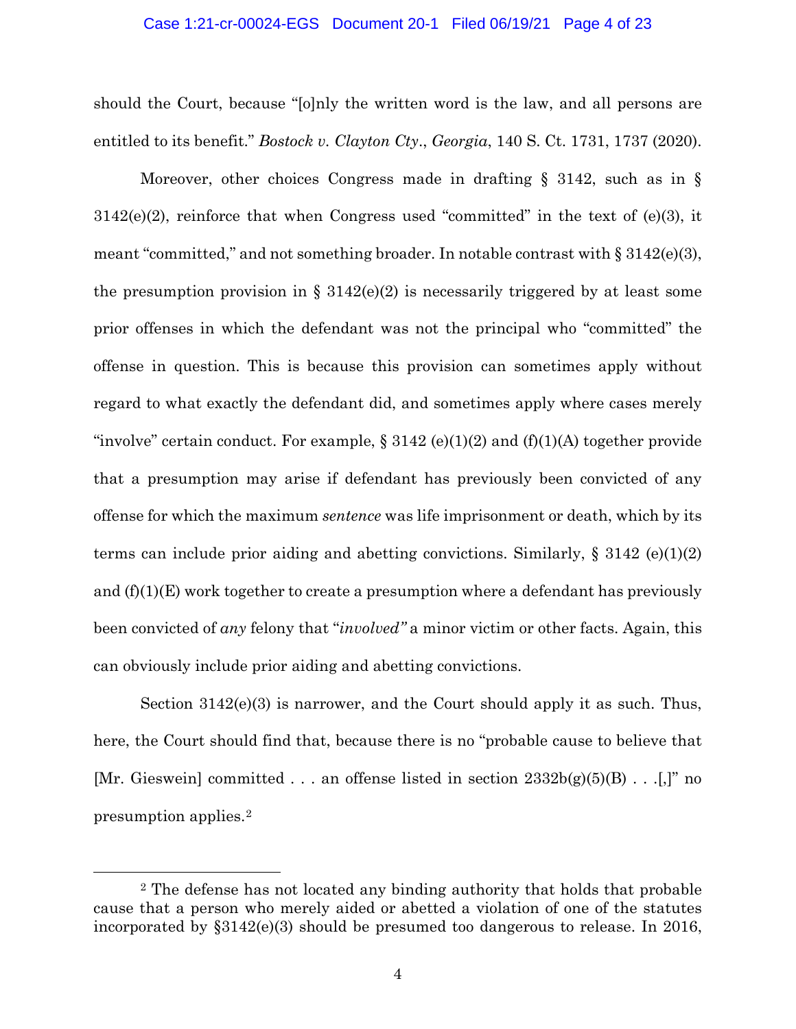should the Court, because "[o]nly the written word is the law, and all persons are entitled to its benefit." *Bostock v. Clayton Cty*., *Georgia*, 140 S. Ct. 1731, 1737 (2020).

Moreover, other choices Congress made in drafting § 3142, such as in § 3142(e)(2), reinforce that when Congress used "committed" in the text of (e)(3), it meant "committed," and not something broader. In notable contrast with § 3142(e)(3), the presumption provision in § 3142(e)(2) is necessarily triggered by at least some prior offenses in which the defendant was not the principal who "committed" the offense in question. This is because this provision can sometimes apply without regard to what exactly the defendant did, and sometimes apply where cases merely "involve" certain conduct. For example, § 3142 (e)(1)(2) and (f)(1)(A) together provide that a presumption may arise if defendant has previously been convicted of any offense for which the maximum *sentence* was life imprisonment or death, which by its terms can include prior aiding and abetting convictions. Similarly, § 3142 (e)(1)(2) and (f)(1)(E) work together to create a presumption where a defendant has previously been convicted of *any* felony that "*involved"* a minor victim or other facts. Again, this can obviously include prior aiding and abetting convictions.

Section 3142(e)(3) is narrower, and the Court should apply it as such. Thus, here, the Court should find that, because there is no "probable cause to believe that [Mr. Gieswein] committed . . . an offense listed in section 2332b(g)(5)(B) . . .[,]" no presumption applies.[2]

---

[2] The defense has not located any binding authority that holds that probable cause that a person who merely aided or abetted a violation of one of the statutes incorporated by §3142(e)(3) should be presumed too dangerous to release. In 2016,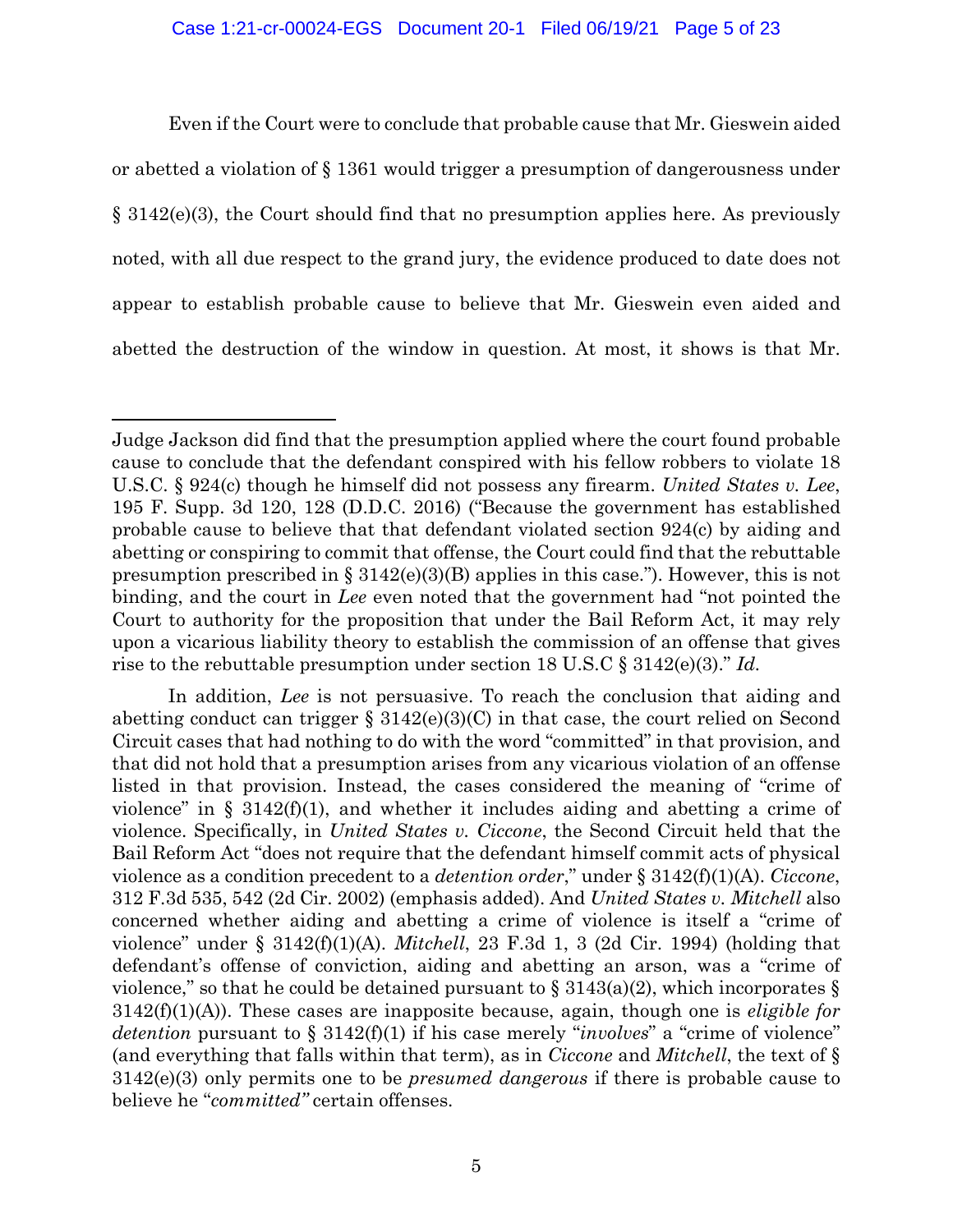Even if the Court were to conclude that probable cause that Mr. Gieswein aided or abetted a violation of § 1361 would trigger a presumption of dangerousness under § 3142(e)(3), the Court should find that no presumption applies here. As previously noted, with all due respect to the grand jury, the evidence produced to date does not appear to establish probable cause to believe that Mr. Gieswein even aided and abetted the destruction of the window in question. At most, it shows is that Mr.

---

Judge Jackson did find that the presumption applied where the court found probable cause to conclude that the defendant conspired with his fellow robbers to violate 18 U.S.C. § 924(c) though he himself did not possess any firearm. *United States v. Lee*, 195 F. Supp. 3d 120, 128 (D.D.C. 2016) ("Because the government has established probable cause to believe that that defendant violated section 924(c) by aiding and abetting or conspiring to commit that offense, the Court could find that the rebuttable presumption prescribed in § 3142(e)(3)(B) applies in this case."). However, this is not binding, and the court in *Lee* even noted that the government had "not pointed the Court to authority for the proposition that under the Bail Reform Act, it may rely upon a vicarious liability theory to establish the commission of an offense that gives rise to the rebuttable presumption under section 18 U.S.C § 3142(e)(3)." *Id.*

In addition, *Lee* is not persuasive. To reach the conclusion that aiding and abetting conduct can trigger § 3142(e)(3)(C) in that case, the court relied on Second Circuit cases that had nothing to do with the word "committed" in that provision, and that did not hold that a presumption arises from any vicarious violation of an offense listed in that provision. Instead, the cases considered the meaning of "crime of violence" in § 3142(f)(1), and whether it includes aiding and abetting a crime of violence. Specifically, in *United States v. Ciccone*, the Second Circuit held that the Bail Reform Act "does not require that the defendant himself commit acts of physical violence as a condition precedent to a *detention order*," under § 3142(f)(1)(A). *Ciccone*, 312 F.3d 535, 542 (2d Cir. 2002) (emphasis added). And *United States v. Mitchell* also concerned whether aiding and abetting a crime of violence is itself a "crime of violence" under § 3142(f)(1)(A). *Mitchell*, 23 F.3d 1, 3 (2d Cir. 1994) (holding that defendant's offense of conviction, aiding and abetting an arson, was a "crime of violence," so that he could be detained pursuant to § 3143(a)(2), which incorporates § 3142(f)(1)(A)). These cases are inapposite because, again, though one is *eligible for detention* pursuant to § 3142(f)(1) if his case merely "*involves*" a "crime of violence" (and everything that falls within that term), as in *Ciccone* and *Mitchell*, the text of § 3142(e)(3) only permits one to be *presumed dangerous* if there is probable cause to believe he "*committed"* certain offenses.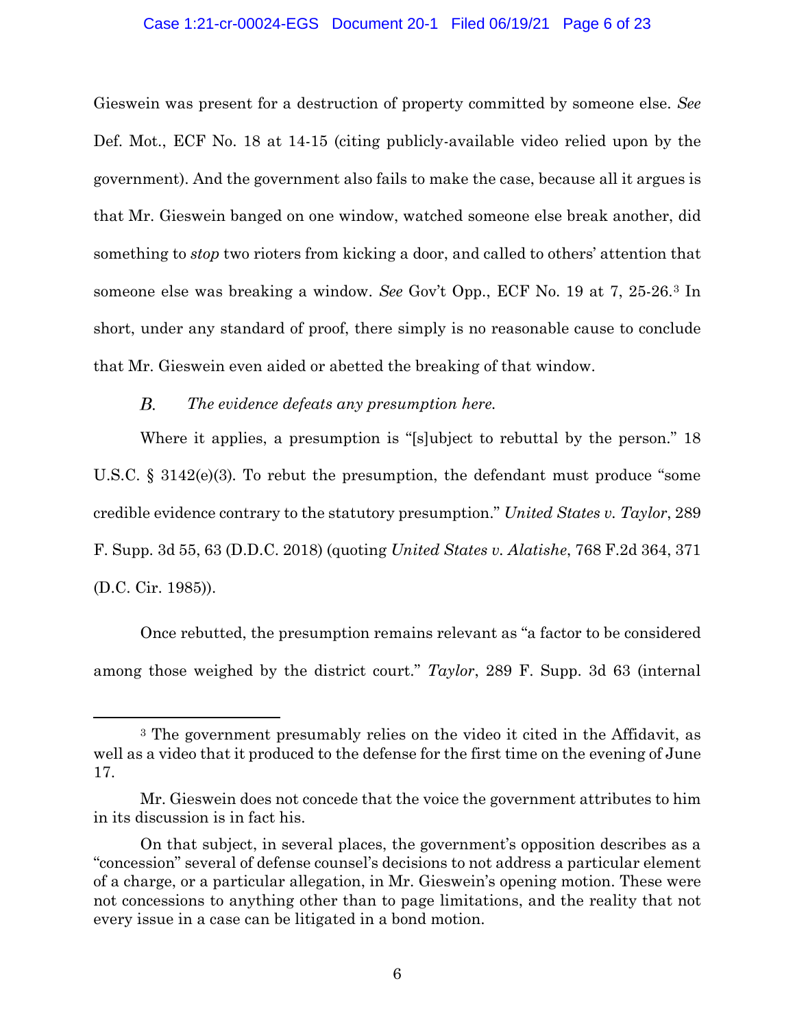Gieswein was present for a destruction of property committed by someone else. *See* Def. Mot., ECF No. 18 at 14-15 (citing publicly-available video relied upon by the government). And the government also fails to make the case, because all it argues is that Mr. Gieswein banged on one window, watched someone else break another, did something to *stop* two rioters from kicking a door, and called to others' attention that someone else was breaking a window. *See* Gov't Opp., ECF No. 19 at 7, 25-26.[3] In short, under any standard of proof, there simply is no reasonable cause to conclude that Mr. Gieswein even aided or abetted the breaking of that window.

### *B. The evidence defeats any presumption here.*

Where it applies, a presumption is "[s]ubject to rebuttal by the person." 18 U.S.C. § 3142(e)(3). To rebut the presumption, the defendant must produce "some credible evidence contrary to the statutory presumption." *United States v. Taylor*, 289 F. Supp. 3d 55, 63 (D.D.C. 2018) (quoting *United States v. Alatishe*, 768 F.2d 364, 371 (D.C. Cir. 1985)).

Once rebutted, the presumption remains relevant as "a factor to be considered among those weighed by the district court." *Taylor*, 289 F. Supp. 3d 63 (internal

---

[3] The government presumably relies on the video it cited in the Affidavit, as well as a video that it produced to the defense for the first time on the evening of June 17.

Mr. Gieswein does not concede that the voice the government attributes to him in its discussion is in fact his.

On that subject, in several places, the government's opposition describes as a "concession" several of defense counsel's decisions to not address a particular element of a charge, or a particular allegation, in Mr. Gieswein's opening motion. These were not concessions to anything other than to page limitations, and the reality that not every issue in a case can be litigated in a bond motion.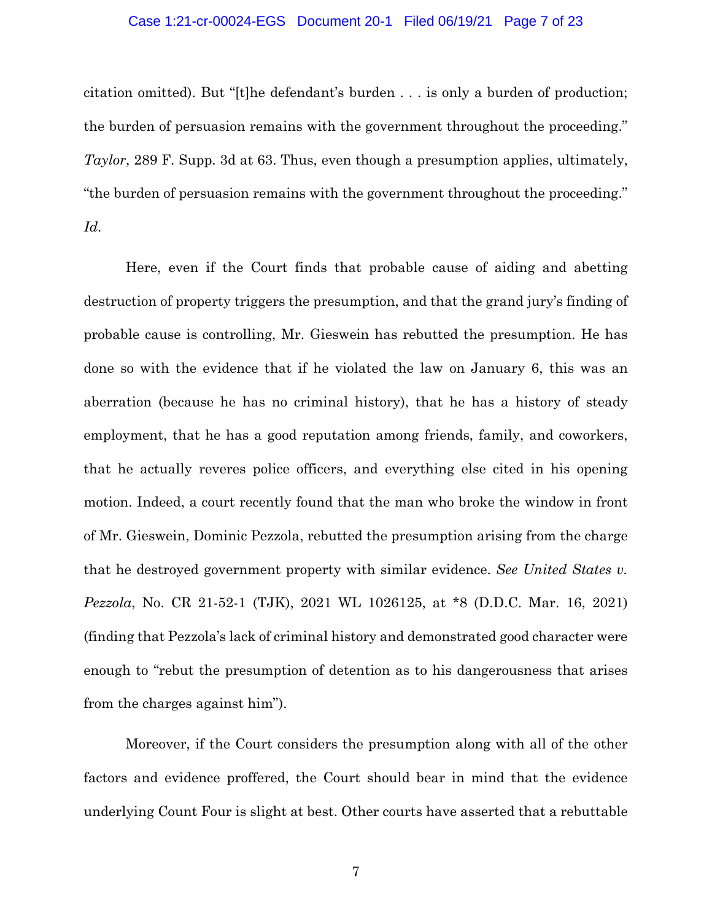citation omitted). But "[t]he defendant's burden . . . is only a burden of production; the burden of persuasion remains with the government throughout the proceeding." *Taylor*, 289 F. Supp. 3d at 63. Thus, even though a presumption applies, ultimately, "the burden of persuasion remains with the government throughout the proceeding." *Id.*

Here, even if the Court finds that probable cause of aiding and abetting destruction of property triggers the presumption, and that the grand jury's finding of probable cause is controlling, Mr. Gieswein has rebutted the presumption. He has done so with the evidence that if he violated the law on January 6, this was an aberration (because he has no criminal history), that he has a history of steady employment, that he has a good reputation among friends, family, and coworkers, that he actually reveres police officers, and everything else cited in his opening motion. Indeed, a court recently found that the man who broke the window in front of Mr. Gieswein, Dominic Pezzola, rebutted the presumption arising from the charge that he destroyed government property with similar evidence. *See United States v. Pezzola*, No. CR 21-52-1 (TJK), 2021 WL 1026125, at *8 (D.D.C. Mar. 16, 2021) (finding that Pezzola's lack of criminal history and demonstrated good character were enough to "rebut the presumption of detention as to his dangerousness that arises from the charges against him").

Moreover, if the Court considers the presumption along with all of the other factors and evidence proffered, the Court should bear in mind that the evidence underlying Count Four is slight at best. Other courts have asserted that a rebuttable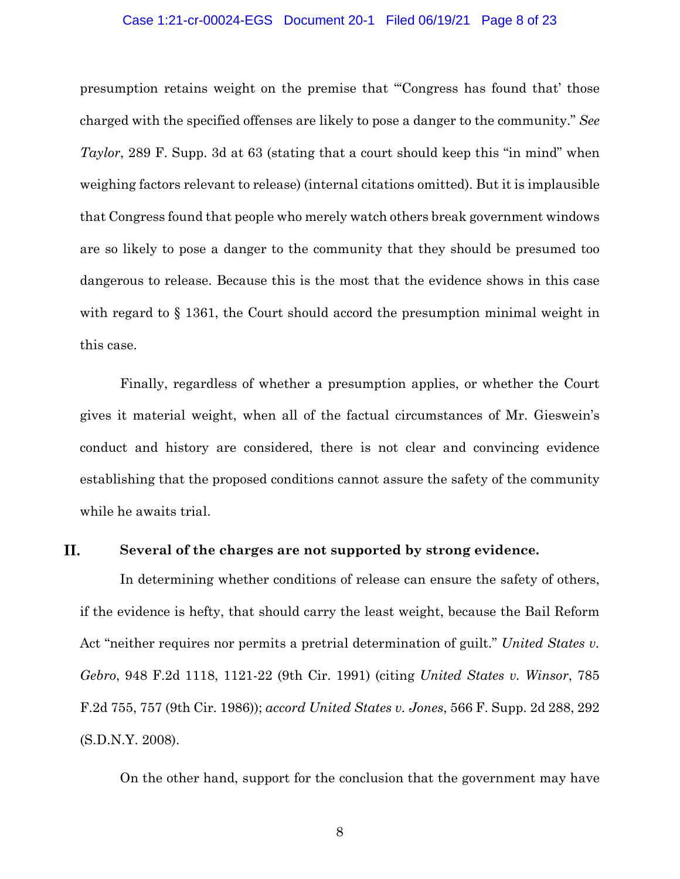presumption retains weight on the premise that "'Congress has found that' those charged with the specified offenses are likely to pose a danger to the community." *See Taylor*, 289 F. Supp. 3d at 63 (stating that a court should keep this "in mind" when weighing factors relevant to release) (internal citations omitted). But it is implausible that Congress found that people who merely watch others break government windows are so likely to pose a danger to the community that they should be presumed too dangerous to release. Because this is the most that the evidence shows in this case with regard to § 1361, the Court should accord the presumption minimal weight in this case.

Finally, regardless of whether a presumption applies, or whether the Court gives it material weight, when all of the factual circumstances of Mr. Gieswein's conduct and history are considered, there is not clear and convincing evidence establishing that the proposed conditions cannot assure the safety of the community while he awaits trial.

## II. Several of the charges are not supported by strong evidence.

In determining whether conditions of release can ensure the safety of others, if the evidence is hefty, that should carry the least weight, because the Bail Reform Act "neither requires nor permits a pretrial determination of guilt." *United States v. Gebro*, 948 F.2d 1118, 1121-22 (9th Cir. 1991) (citing *United States v. Winsor*, 785 F.2d 755, 757 (9th Cir. 1986)); *accord United States v. Jones*, 566 F. Supp. 2d 288, 292 (S.D.N.Y. 2008).

On the other hand, support for the conclusion that the government may have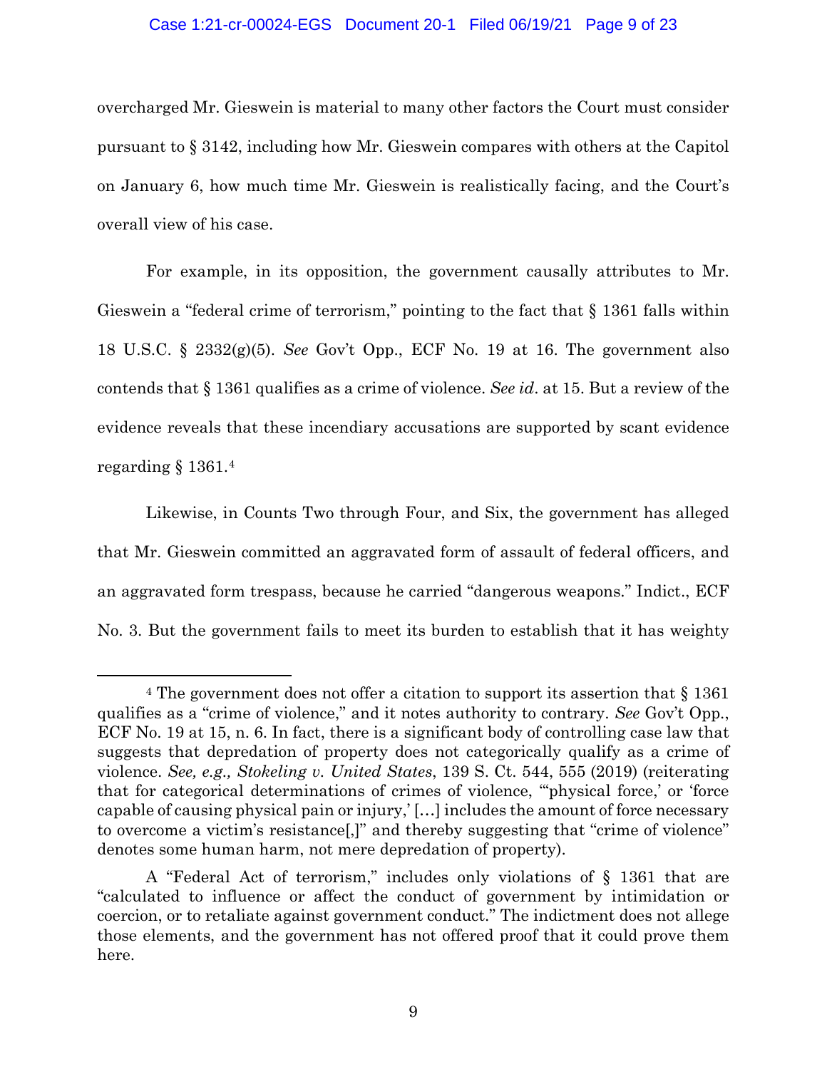overcharged Mr. Gieswein is material to many other factors the Court must consider pursuant to § 3142, including how Mr. Gieswein compares with others at the Capitol on January 6, how much time Mr. Gieswein is realistically facing, and the Court's overall view of his case.

For example, in its opposition, the government causally attributes to Mr. Gieswein a "federal crime of terrorism," pointing to the fact that § 1361 falls within 18 U.S.C. § 2332(g)(5). *See* Gov't Opp., ECF No. 19 at 16. The government also contends that § 1361 qualifies as a crime of violence. *See id*. at 15. But a review of the evidence reveals that these incendiary accusations are supported by scant evidence regarding § 1361.[4]

Likewise, in Counts Two through Four, and Six, the government has alleged that Mr. Gieswein committed an aggravated form of assault of federal officers, and an aggravated form trespass, because he carried "dangerous weapons." Indict., ECF No. 3. But the government fails to meet its burden to establish that it has weighty

---

[4] The government does not offer a citation to support its assertion that § 1361 qualifies as a "crime of violence," and it notes authority to contrary. *See* Gov't Opp., ECF No. 19 at 15, n. 6. In fact, there is a significant body of controlling case law that suggests that depredation of property does not categorically qualify as a crime of violence. *See, e.g., Stokeling v. United States*, 139 S. Ct. 544, 555 (2019) (reiterating that for categorical determinations of crimes of violence, "'physical force,' or 'force capable of causing physical pain or injury,' […] includes the amount of force necessary to overcome a victim's resistance[,]" and thereby suggesting that "crime of violence" denotes some human harm, not mere depredation of property).

A "Federal Act of terrorism," includes only violations of § 1361 that are "calculated to influence or affect the conduct of government by intimidation or coercion, or to retaliate against government conduct." The indictment does not allege those elements, and the government has not offered proof that it could prove them here.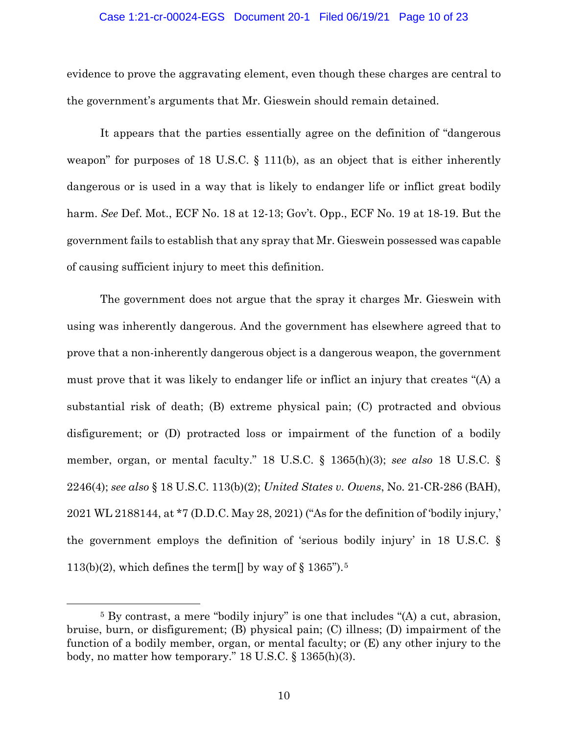evidence to prove the aggravating element, even though these charges are central to the government's arguments that Mr. Gieswein should remain detained.

It appears that the parties essentially agree on the definition of "dangerous weapon" for purposes of 18 U.S.C. § 111(b), as an object that is either inherently dangerous or is used in a way that is likely to endanger life or inflict great bodily harm. *See* Def. Mot., ECF No. 18 at 12-13; Gov't. Opp., ECF No. 19 at 18-19. But the government fails to establish that any spray that Mr. Gieswein possessed was capable of causing sufficient injury to meet this definition.

The government does not argue that the spray it charges Mr. Gieswein with using was inherently dangerous. And the government has elsewhere agreed that to prove that a non-inherently dangerous object is a dangerous weapon, the government must prove that it was likely to endanger life or inflict an injury that creates "(A) a substantial risk of death; (B) extreme physical pain; (C) protracted and obvious disfigurement; or (D) protracted loss or impairment of the function of a bodily member, organ, or mental faculty." 18 U.S.C. § 1365(h)(3); *see also* 18 U.S.C. § 2246(4); *see also* § 18 U.S.C. 113(b)(2); *United States v. Owens*, No. 21-CR-286 (BAH), 2021 WL 2188144, at *7 (D.D.C. May 28, 2021) ("As for the definition of 'bodily injury,' the government employs the definition of 'serious bodily injury' in 18 U.S.C. § 113(b)(2), which defines the term[] by way of § 1365").[5]

[5] By contrast, a mere "bodily injury" is one that includes "(A) a cut, abrasion, bruise, burn, or disfigurement; (B) physical pain; (C) illness; (D) impairment of the function of a bodily member, organ, or mental faculty; or (E) any other injury to the body, no matter how temporary." 18 U.S.C. § 1365(h)(3).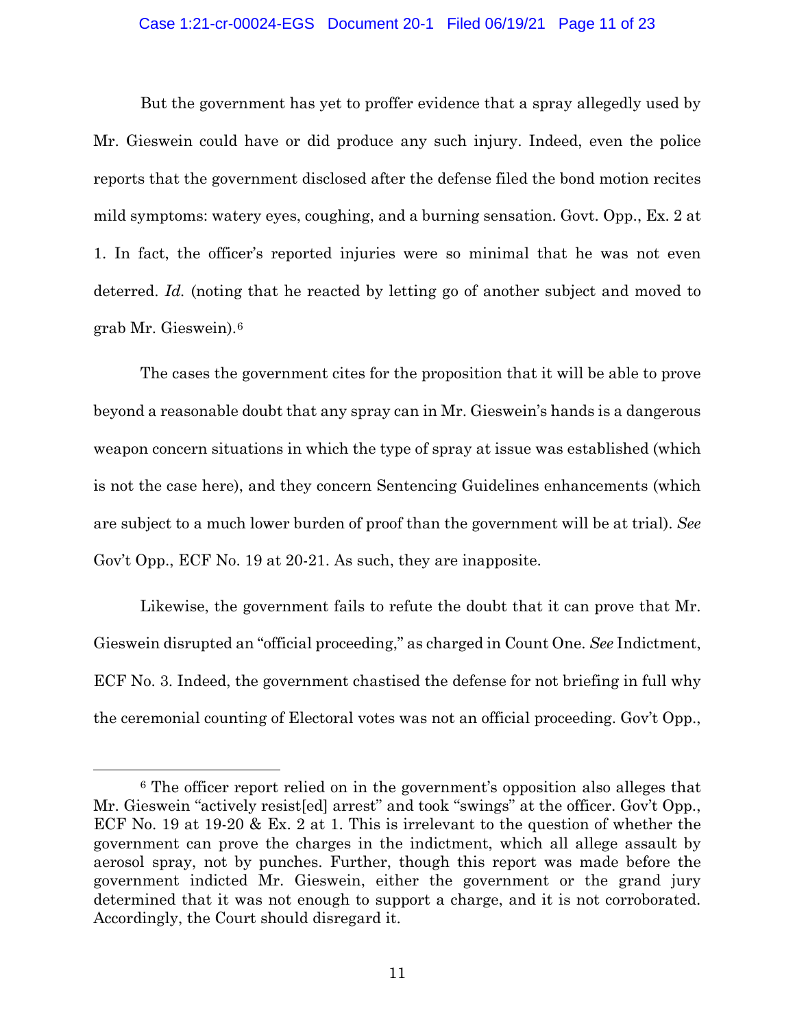But the government has yet to proffer evidence that a spray allegedly used by Mr. Gieswein could have or did produce any such injury. Indeed, even the police reports that the government disclosed after the defense filed the bond motion recites mild symptoms: watery eyes, coughing, and a burning sensation. Govt. Opp., Ex. 2 at 1. In fact, the officer's reported injuries were so minimal that he was not even deterred. *Id.* (noting that he reacted by letting go of another subject and moved to grab Mr. Gieswein).[6]

The cases the government cites for the proposition that it will be able to prove beyond a reasonable doubt that any spray can in Mr. Gieswein's hands is a dangerous weapon concern situations in which the type of spray at issue was established (which is not the case here), and they concern Sentencing Guidelines enhancements (which are subject to a much lower burden of proof than the government will be at trial). *See* Gov't Opp., ECF No. 19 at 20-21. As such, they are inapposite.

Likewise, the government fails to refute the doubt that it can prove that Mr. Gieswein disrupted an "official proceeding," as charged in Count One. *See* Indictment, ECF No. 3. Indeed, the government chastised the defense for not briefing in full why the ceremonial counting of Electoral votes was not an official proceeding. Gov't Opp.,

---

[6] The officer report relied on in the government's opposition also alleges that Mr. Gieswein "actively resist[ed] arrest" and took "swings" at the officer. Gov't Opp., ECF No. 19 at 19-20 & Ex. 2 at 1. This is irrelevant to the question of whether the government can prove the charges in the indictment, which all allege assault by aerosol spray, not by punches. Further, though this report was made before the government indicted Mr. Gieswein, either the government or the grand jury determined that it was not enough to support a charge, and it is not corroborated. Accordingly, the Court should disregard it.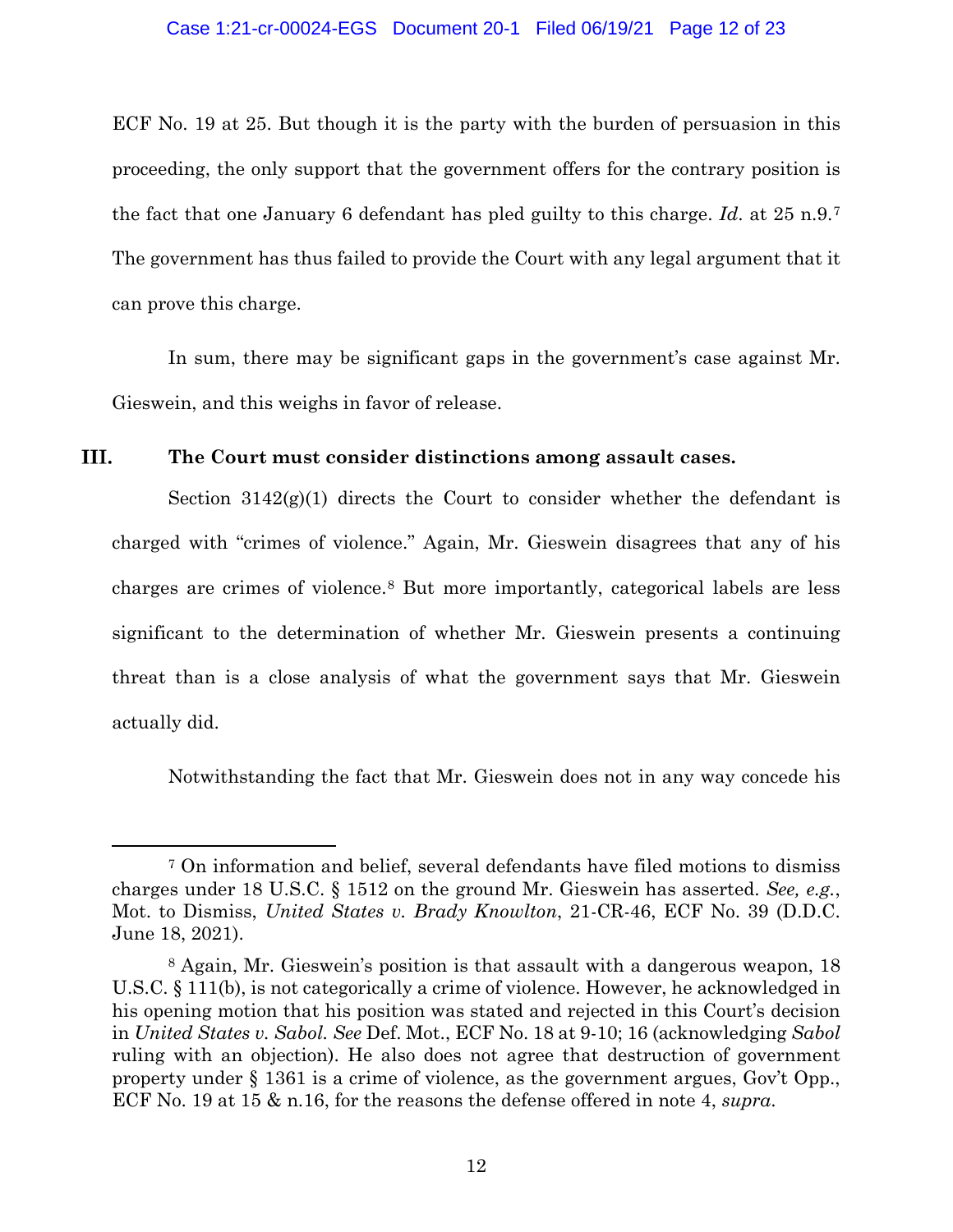ECF No. 19 at 25. But though it is the party with the burden of persuasion in this proceeding, the only support that the government offers for the contrary position is the fact that one January 6 defendant has pled guilty to this charge. *Id.* at 25 n.9.[7] The government has thus failed to provide the Court with any legal argument that it can prove this charge.

In sum, there may be significant gaps in the government's case against Mr. Gieswein, and this weighs in favor of release.

## III. The Court must consider distinctions among assault cases.

Section 3142(g)(1) directs the Court to consider whether the defendant is charged with "crimes of violence." Again, Mr. Gieswein disagrees that any of his charges are crimes of violence.[8] But more importantly, categorical labels are less significant to the determination of whether Mr. Gieswein presents a continuing threat than is a close analysis of what the government says that Mr. Gieswein actually did.

Notwithstanding the fact that Mr. Gieswein does not in any way concede his

---

[7] On information and belief, several defendants have filed motions to dismiss charges under 18 U.S.C. § 1512 on the ground Mr. Gieswein has asserted. *See, e.g.*, Mot. to Dismiss, *United States v. Brady Knowlton*, 21-CR-46, ECF No. 39 (D.D.C. June 18, 2021).

[8] Again, Mr. Gieswein's position is that assault with a dangerous weapon, 18 U.S.C. § 111(b), is not categorically a crime of violence. However, he acknowledged in his opening motion that his position was stated and rejected in this Court's decision in *United States v. Sabol. See* Def. Mot., ECF No. 18 at 9-10; 16 (acknowledging *Sabol* ruling with an objection). He also does not agree that destruction of government property under § 1361 is a crime of violence, as the government argues, Gov't Opp., ECF No. 19 at 15 & n.16, for the reasons the defense offered in note 4, *supra*.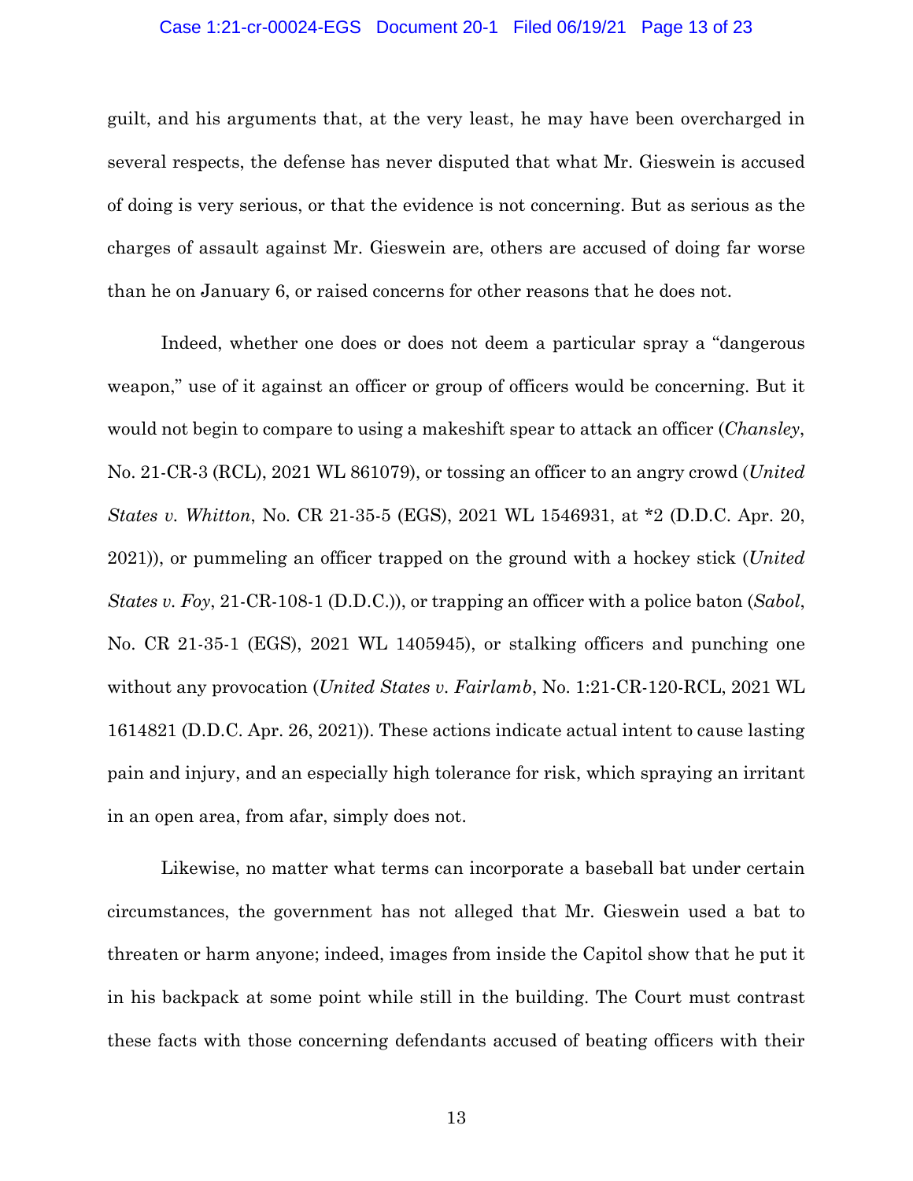guilt, and his arguments that, at the very least, he may have been overcharged in several respects, the defense has never disputed that what Mr. Gieswein is accused of doing is very serious, or that the evidence is not concerning. But as serious as the charges of assault against Mr. Gieswein are, others are accused of doing far worse than he on January 6, or raised concerns for other reasons that he does not.

Indeed, whether one does or does not deem a particular spray a "dangerous weapon," use of it against an officer or group of officers would be concerning. But it would not begin to compare to using a makeshift spear to attack an officer (*Chansley*, No. 21-CR-3 (RCL), 2021 WL 861079), or tossing an officer to an angry crowd (*United States v. Whitton*, No. CR 21-35-5 (EGS), 2021 WL 1546931, at *2 (D.D.C. Apr. 20, 2021)), or pummeling an officer trapped on the ground with a hockey stick (*United States v. Foy*, 21-CR-108-1 (D.D.C.)), or trapping an officer with a police baton (*Sabol*, No. CR 21-35-1 (EGS), 2021 WL 1405945), or stalking officers and punching one without any provocation (*United States v. Fairlamb*, No. 1:21-CR-120-RCL, 2021 WL 1614821 (D.D.C. Apr. 26, 2021)). These actions indicate actual intent to cause lasting pain and injury, and an especially high tolerance for risk, which spraying an irritant in an open area, from afar, simply does not.

Likewise, no matter what terms can incorporate a baseball bat under certain circumstances, the government has not alleged that Mr. Gieswein used a bat to threaten or harm anyone; indeed, images from inside the Capitol show that he put it in his backpack at some point while still in the building. The Court must contrast these facts with those concerning defendants accused of beating officers with their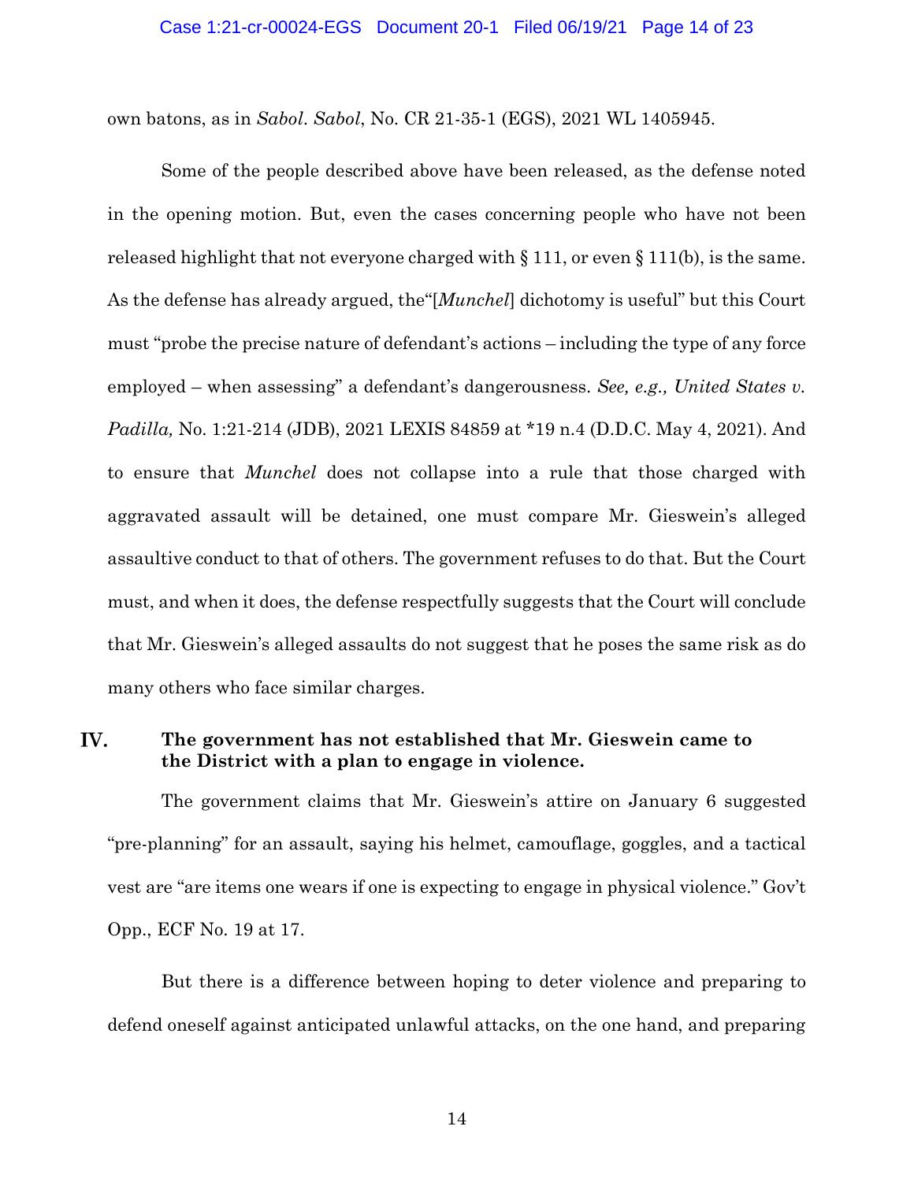own batons, as in *Sabol*. *Sabol*, No. CR 21-35-1 (EGS), 2021 WL 1405945.

Some of the people described above have been released, as the defense noted in the opening motion. But, even the cases concerning people who have not been released highlight that not everyone charged with § 111, or even § 111(b), is the same. As the defense has already argued, the"[*Munchel*] dichotomy is useful" but this Court must "probe the precise nature of defendant's actions – including the type of any force employed – when assessing" a defendant's dangerousness. *See, e.g., United States v. Padilla,* No. 1:21-214 (JDB), 2021 LEXIS 84859 at *19 n.4 (D.D.C. May 4, 2021). And to ensure that *Munchel* does not collapse into a rule that those charged with aggravated assault will be detained, one must compare Mr. Gieswein's alleged assaultive conduct to that of others. The government refuses to do that. But the Court must, and when it does, the defense respectfully suggests that the Court will conclude that Mr. Gieswein's alleged assaults do not suggest that he poses the same risk as do many others who face similar charges.

## IV. The government has not established that Mr. Gieswein came to the District with a plan to engage in violence.

The government claims that Mr. Gieswein's attire on January 6 suggested "pre-planning" for an assault, saying his helmet, camouflage, goggles, and a tactical vest are "are items one wears if one is expecting to engage in physical violence." Gov't Opp., ECF No. 19 at 17.

But there is a difference between hoping to deter violence and preparing to defend oneself against anticipated unlawful attacks, on the one hand, and preparing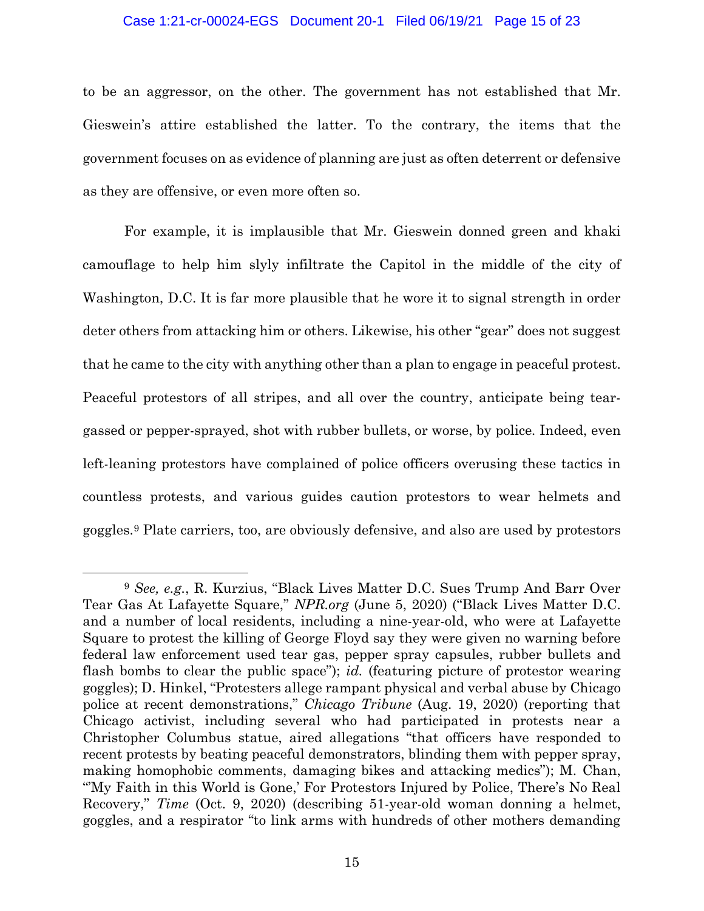to be an aggressor, on the other. The government has not established that Mr. Gieswein's attire established the latter. To the contrary, the items that the government focuses on as evidence of planning are just as often deterrent or defensive as they are offensive, or even more often so.

For example, it is implausible that Mr. Gieswein donned green and khaki camouflage to help him slyly infiltrate the Capitol in the middle of the city of Washington, D.C. It is far more plausible that he wore it to signal strength in order deter others from attacking him or others. Likewise, his other "gear" does not suggest that he came to the city with anything other than a plan to engage in peaceful protest. Peaceful protestors of all stripes, and all over the country, anticipate being tear-gassed or pepper-sprayed, shot with rubber bullets, or worse, by police. Indeed, even left-leaning protestors have complained of police officers overusing these tactics in countless protests, and various guides caution protestors to wear helmets and goggles.[9] Plate carriers, too, are obviously defensive, and also are used by protestors

---

[9] *See, e.g.*, R. Kurzius, "Black Lives Matter D.C. Sues Trump And Barr Over Tear Gas At Lafayette Square," *NPR.org* (June 5, 2020) ("Black Lives Matter D.C. and a number of local residents, including a nine-year-old, who were at Lafayette Square to protest the killing of George Floyd say they were given no warning before federal law enforcement used tear gas, pepper spray capsules, rubber bullets and flash bombs to clear the public space"); *id.* (featuring picture of protestor wearing goggles); D. Hinkel, "Protesters allege rampant physical and verbal abuse by Chicago police at recent demonstrations," *Chicago Tribune* (Aug. 19, 2020) (reporting that Chicago activist, including several who had participated in protests near a Christopher Columbus statue, aired allegations "that officers have responded to recent protests by beating peaceful demonstrators, blinding them with pepper spray, making homophobic comments, damaging bikes and attacking medics"); M. Chan, "'My Faith in this World is Gone,' For Protestors Injured by Police, There's No Real Recovery," *Time* (Oct. 9, 2020) (describing 51-year-old woman donning a helmet, goggles, and a respirator "to link arms with hundreds of other mothers demanding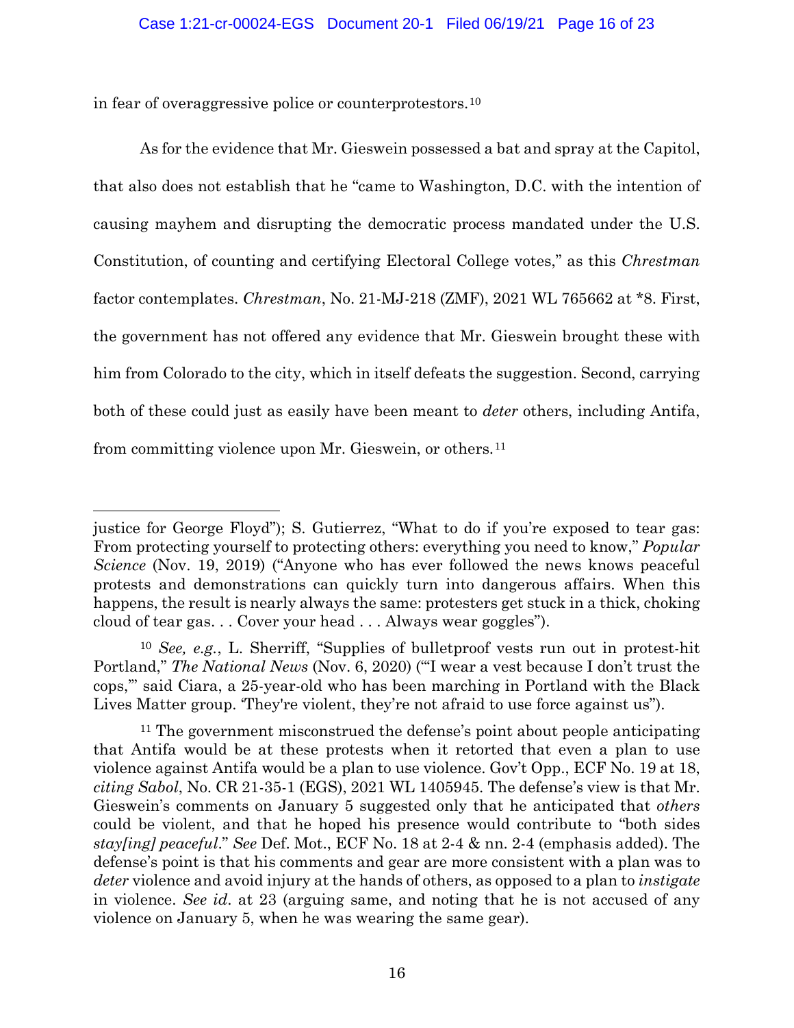in fear of overaggressive police or counterprotestors.[10]

As for the evidence that Mr. Gieswein possessed a bat and spray at the Capitol, that also does not establish that he "came to Washington, D.C. with the intention of causing mayhem and disrupting the democratic process mandated under the U.S. Constitution, of counting and certifying Electoral College votes," as this *Chrestman* factor contemplates. *Chrestman*, No. 21-MJ-218 (ZMF), 2021 WL 765662 at *8. First, the government has not offered any evidence that Mr. Gieswein brought these with him from Colorado to the city, which in itself defeats the suggestion. Second, carrying both of these could just as easily have been meant to *deter* others, including Antifa, from committing violence upon Mr. Gieswein, or others.[11]

---

justice for George Floyd"); S. Gutierrez, "What to do if you're exposed to tear gas: From protecting yourself to protecting others: everything you need to know," *Popular Science* (Nov. 19, 2019) ("Anyone who has ever followed the news knows peaceful protests and demonstrations can quickly turn into dangerous affairs. When this happens, the result is nearly always the same: protesters get stuck in a thick, choking cloud of tear gas. . . Cover your head . . . Always wear goggles").

[10] *See, e.g.*, L. Sherriff, "Supplies of bulletproof vests run out in protest-hit Portland," *The National News* (Nov. 6, 2020) ("'I wear a vest because I don't trust the cops,'" said Ciara, a 25-year-old who has been marching in Portland with the Black Lives Matter group. 'They're violent, they're not afraid to use force against us").

[11] The government misconstrued the defense's point about people anticipating that Antifa would be at these protests when it retorted that even a plan to use violence against Antifa would be a plan to use violence. Gov't Opp., ECF No. 19 at 18, *citing Sabol*, No. CR 21-35-1 (EGS), 2021 WL 1405945. The defense's view is that Mr. Gieswein's comments on January 5 suggested only that he anticipated that *others* could be violent, and that he hoped his presence would contribute to "both sides *stay[ing] peaceful*." *See* Def. Mot., ECF No. 18 at 2-4 & nn. 2-4 (emphasis added). The defense's point is that his comments and gear are more consistent with a plan was to *deter* violence and avoid injury at the hands of others, as opposed to a plan to *instigate* in violence. *See id.* at 23 (arguing same, and noting that he is not accused of any violence on January 5, when he was wearing the same gear).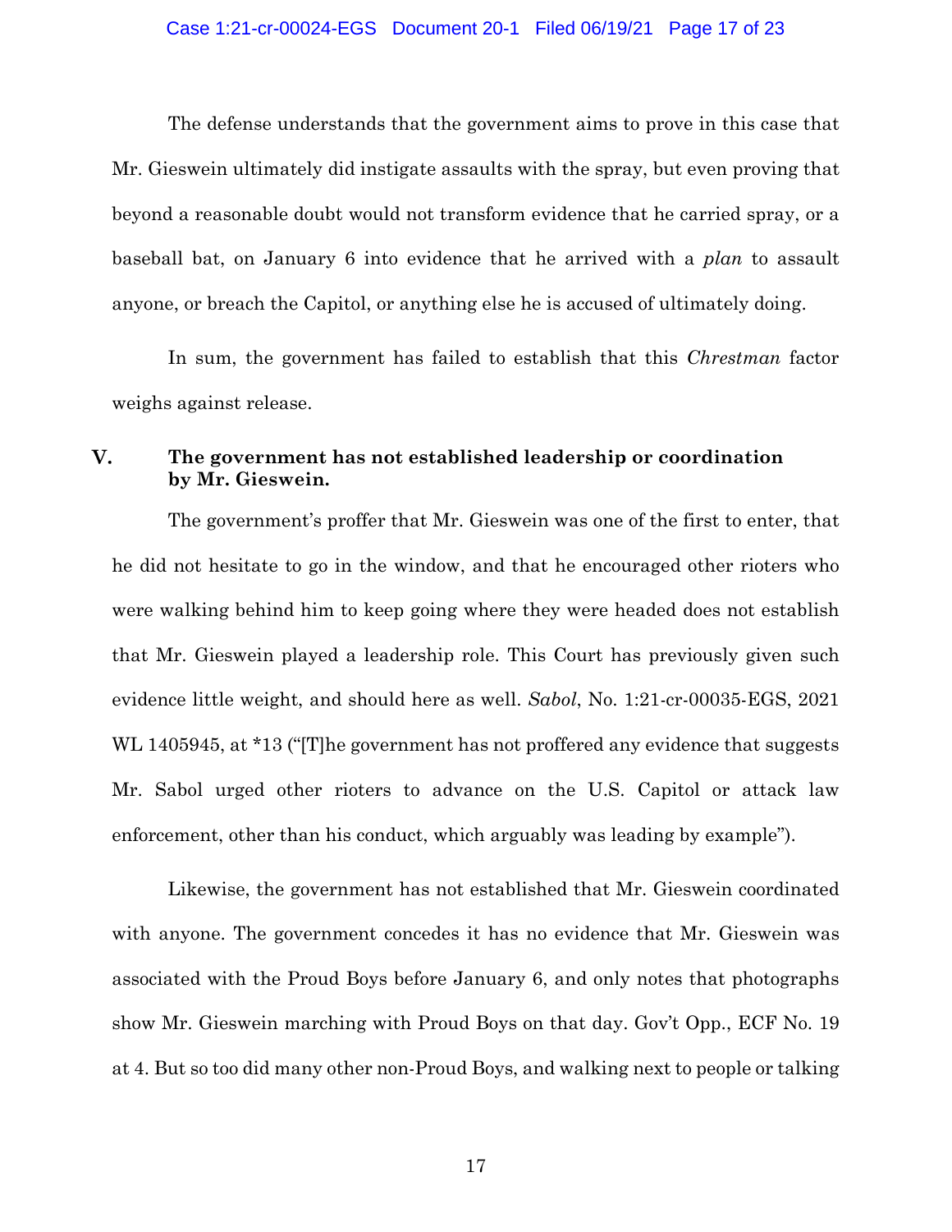The defense understands that the government aims to prove in this case that Mr. Gieswein ultimately did instigate assaults with the spray, but even proving that beyond a reasonable doubt would not transform evidence that he carried spray, or a baseball bat, on January 6 into evidence that he arrived with a *plan* to assault anyone, or breach the Capitol, or anything else he is accused of ultimately doing.

In sum, the government has failed to establish that this *Chrestman* factor weighs against release.

## V. The government has not established leadership or coordination by Mr. Gieswein.

The government's proffer that Mr. Gieswein was one of the first to enter, that he did not hesitate to go in the window, and that he encouraged other rioters who were walking behind him to keep going where they were headed does not establish that Mr. Gieswein played a leadership role. This Court has previously given such evidence little weight, and should here as well. *Sabol*, No. 1:21-cr-00035-EGS, 2021 WL 1405945, at *13 ("[T]he government has not proffered any evidence that suggests Mr. Sabol urged other rioters to advance on the U.S. Capitol or attack law enforcement, other than his conduct, which arguably was leading by example").

Likewise, the government has not established that Mr. Gieswein coordinated with anyone. The government concedes it has no evidence that Mr. Gieswein was associated with the Proud Boys before January 6, and only notes that photographs show Mr. Gieswein marching with Proud Boys on that day. Gov't Opp., ECF No. 19 at 4. But so too did many other non-Proud Boys, and walking next to people or talking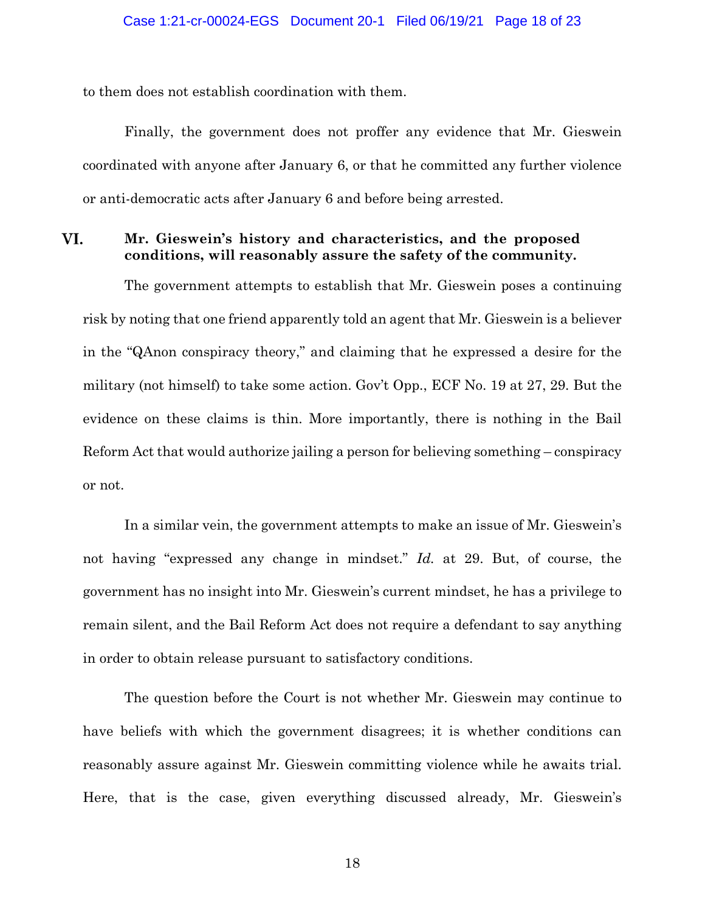to them does not establish coordination with them.

Finally, the government does not proffer any evidence that Mr. Gieswein coordinated with anyone after January 6, or that he committed any further violence or anti-democratic acts after January 6 and before being arrested.

## VI. Mr. Gieswein's history and characteristics, and the proposed conditions, will reasonably assure the safety of the community.

The government attempts to establish that Mr. Gieswein poses a continuing risk by noting that one friend apparently told an agent that Mr. Gieswein is a believer in the "QAnon conspiracy theory," and claiming that he expressed a desire for the military (not himself) to take some action. Gov't Opp., ECF No. 19 at 27, 29. But the evidence on these claims is thin. More importantly, there is nothing in the Bail Reform Act that would authorize jailing a person for believing something – conspiracy or not.

In a similar vein, the government attempts to make an issue of Mr. Gieswein's not having "expressed any change in mindset." *Id.* at 29. But, of course, the government has no insight into Mr. Gieswein's current mindset, he has a privilege to remain silent, and the Bail Reform Act does not require a defendant to say anything in order to obtain release pursuant to satisfactory conditions.

The question before the Court is not whether Mr. Gieswein may continue to have beliefs with which the government disagrees; it is whether conditions can reasonably assure against Mr. Gieswein committing violence while he awaits trial. Here, that is the case, given everything discussed already, Mr. Gieswein's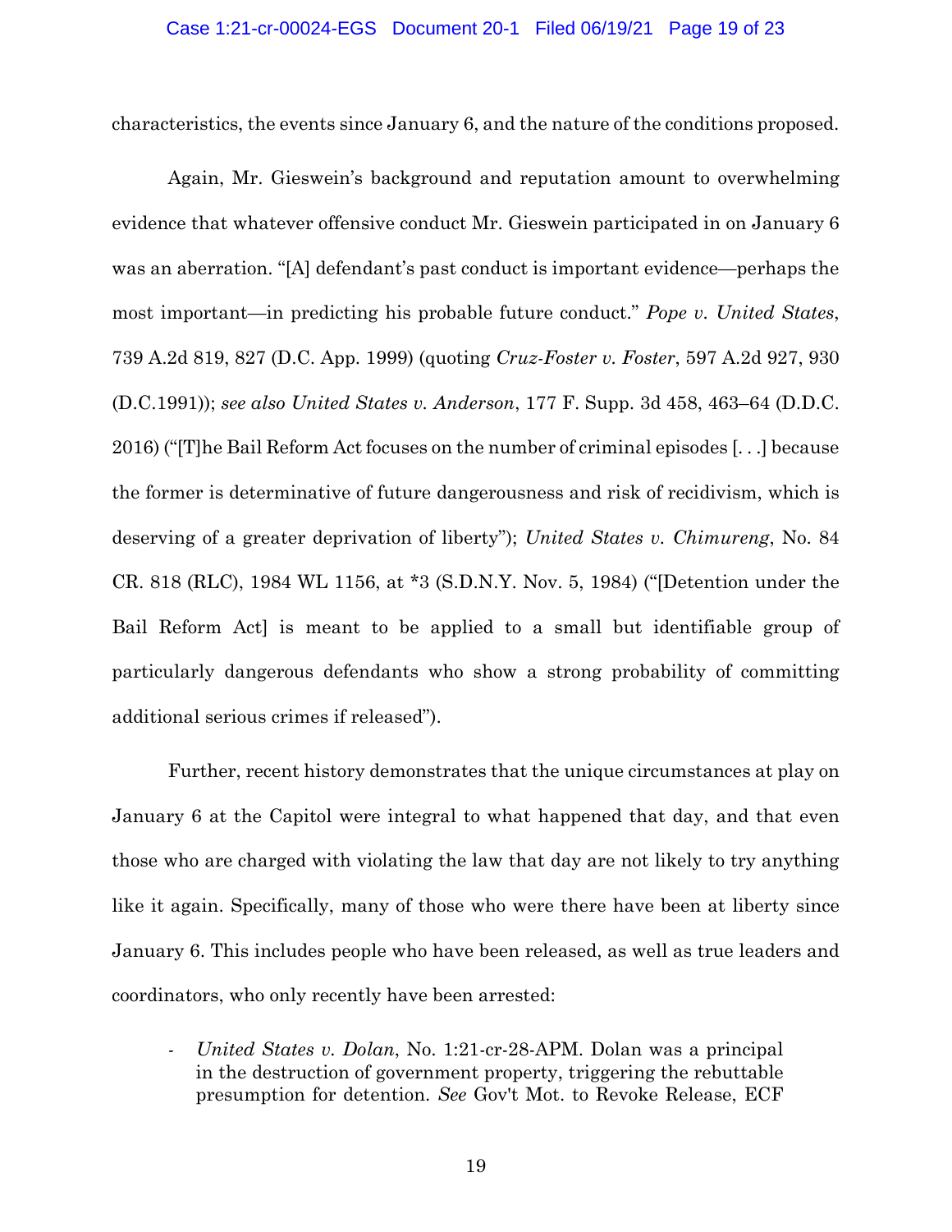characteristics, the events since January 6, and the nature of the conditions proposed.

Again, Mr. Gieswein's background and reputation amount to overwhelming evidence that whatever offensive conduct Mr. Gieswein participated in on January 6 was an aberration. "[A] defendant's past conduct is important evidence—perhaps the most important—in predicting his probable future conduct." *Pope v. United States*, 739 A.2d 819, 827 (D.C. App. 1999) (quoting *Cruz-Foster v. Foster*, 597 A.2d 927, 930 (D.C.1991)); *see also United States v. Anderson*, 177 F. Supp. 3d 458, 463–64 (D.D.C. 2016) ("[T]he Bail Reform Act focuses on the number of criminal episodes [. . .] because the former is determinative of future dangerousness and risk of recidivism, which is deserving of a greater deprivation of liberty"); *United States v. Chimureng*, No. 84 CR. 818 (RLC), 1984 WL 1156, at *3 (S.D.N.Y. Nov. 5, 1984) ("[Detention under the Bail Reform Act] is meant to be applied to a small but identifiable group of particularly dangerous defendants who show a strong probability of committing additional serious crimes if released").

Further, recent history demonstrates that the unique circumstances at play on January 6 at the Capitol were integral to what happened that day, and that even those who are charged with violating the law that day are not likely to try anything like it again. Specifically, many of those who were there have been at liberty since January 6. This includes people who have been released, as well as true leaders and coordinators, who only recently have been arrested:

- *United States v. Dolan*, No. 1:21-cr-28-APM. Dolan was a principal in the destruction of government property, triggering the rebuttable presumption for detention. *See* Gov't Mot. to Revoke Release, ECF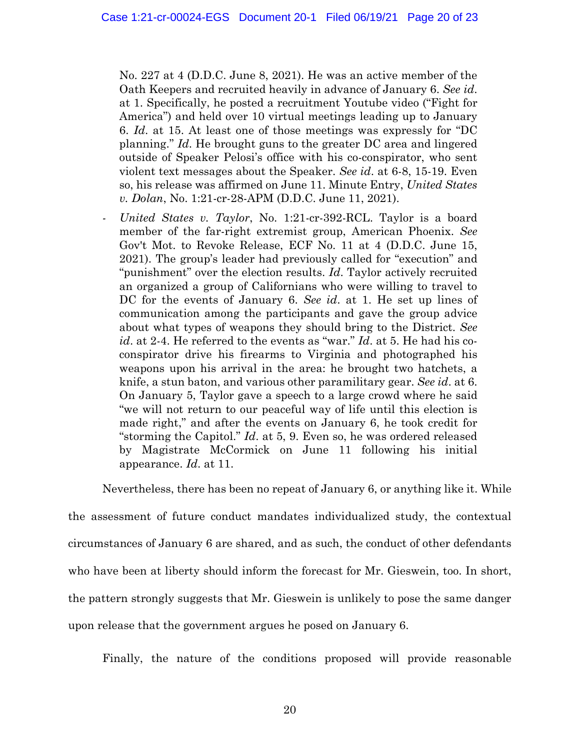No. 227 at 4 (D.D.C. June 8, 2021). He was an active member of the Oath Keepers and recruited heavily in advance of January 6. *See id*. at 1. Specifically, he posted a recruitment Youtube video ("Fight for America") and held over 10 virtual meetings leading up to January 6. *Id*. at 15. At least one of those meetings was expressly for "DC planning." *Id*. He brought guns to the greater DC area and lingered outside of Speaker Pelosi's office with his co-conspirator, who sent violent text messages about the Speaker. *See id*. at 6-8, 15-19. Even so, his release was affirmed on June 11. Minute Entry, *United States v. Dolan*, No. 1:21-cr-28-APM (D.D.C. June 11, 2021).

- *United States v. Taylor*, No. 1:21-cr-392-RCL. Taylor is a board member of the far-right extremist group, American Phoenix. *See* Gov't Mot. to Revoke Release, ECF No. 11 at 4 (D.D.C. June 15, 2021). The group's leader had previously called for "execution" and "punishment" over the election results. *Id*. Taylor actively recruited an organized a group of Californians who were willing to travel to DC for the events of January 6. *See id*. at 1. He set up lines of communication among the participants and gave the group advice about what types of weapons they should bring to the District. *See id*. at 2-4. He referred to the events as "war." *Id*. at 5. He had his co-conspirator drive his firearms to Virginia and photographed his weapons upon his arrival in the area: he brought two hatchets, a knife, a stun baton, and various other paramilitary gear. *See id*. at 6. On January 5, Taylor gave a speech to a large crowd where he said "we will not return to our peaceful way of life until this election is made right," and after the events on January 6, he took credit for "storming the Capitol." *Id*. at 5, 9. Even so, he was ordered released by Magistrate McCormick on June 11 following his initial appearance. *Id*. at 11.

Nevertheless, there has been no repeat of January 6, or anything like it. While the assessment of future conduct mandates individualized study, the contextual circumstances of January 6 are shared, and as such, the conduct of other defendants who have been at liberty should inform the forecast for Mr. Gieswein, too. In short, the pattern strongly suggests that Mr. Gieswein is unlikely to pose the same danger upon release that the government argues he posed on January 6.

Finally, the nature of the conditions proposed will provide reasonable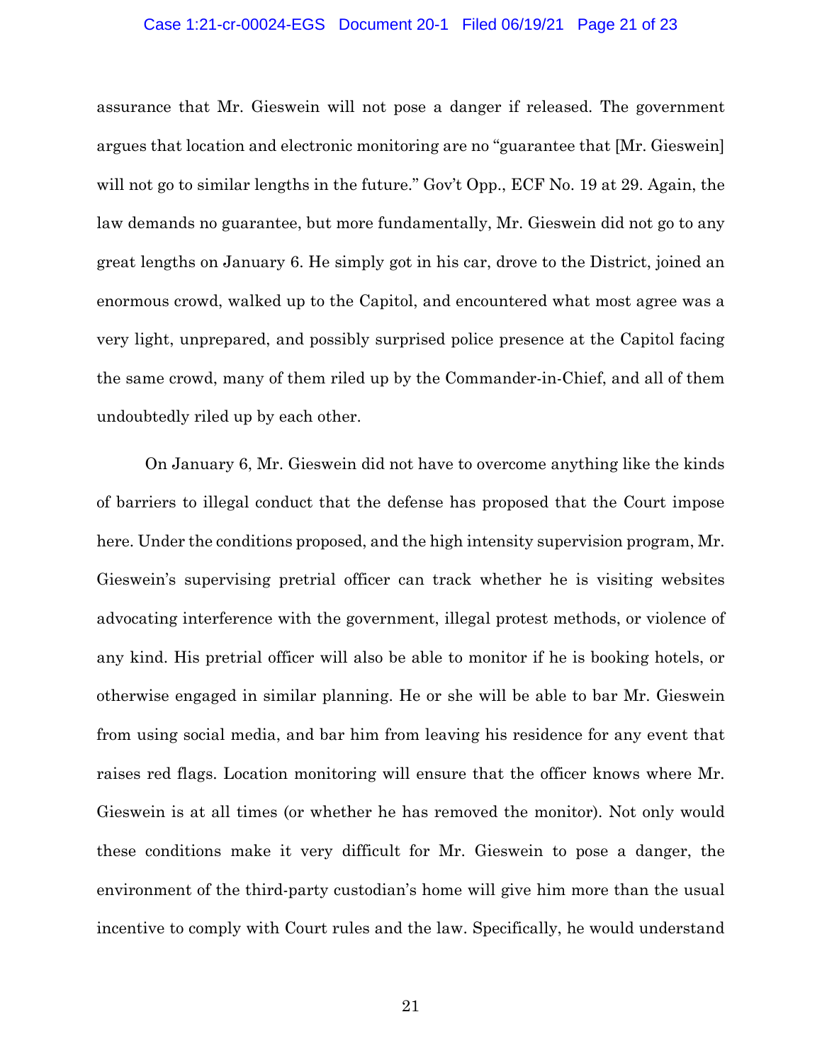assurance that Mr. Gieswein will not pose a danger if released. The government argues that location and electronic monitoring are no "guarantee that [Mr. Gieswein] will not go to similar lengths in the future." Gov't Opp., ECF No. 19 at 29. Again, the law demands no guarantee, but more fundamentally, Mr. Gieswein did not go to any great lengths on January 6. He simply got in his car, drove to the District, joined an enormous crowd, walked up to the Capitol, and encountered what most agree was a very light, unprepared, and possibly surprised police presence at the Capitol facing the same crowd, many of them riled up by the Commander-in-Chief, and all of them undoubtedly riled up by each other.

On January 6, Mr. Gieswein did not have to overcome anything like the kinds of barriers to illegal conduct that the defense has proposed that the Court impose here. Under the conditions proposed, and the high intensity supervision program, Mr. Gieswein's supervising pretrial officer can track whether he is visiting websites advocating interference with the government, illegal protest methods, or violence of any kind. His pretrial officer will also be able to monitor if he is booking hotels, or otherwise engaged in similar planning. He or she will be able to bar Mr. Gieswein from using social media, and bar him from leaving his residence for any event that raises red flags. Location monitoring will ensure that the officer knows where Mr. Gieswein is at all times (or whether he has removed the monitor). Not only would these conditions make it very difficult for Mr. Gieswein to pose a danger, the environment of the third-party custodian's home will give him more than the usual incentive to comply with Court rules and the law. Specifically, he would understand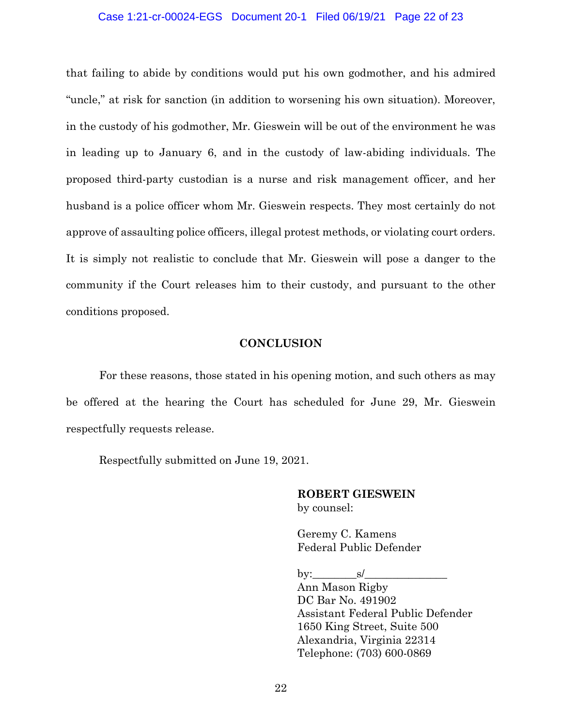that failing to abide by conditions would put his own godmother, and his admired "uncle," at risk for sanction (in addition to worsening his own situation). Moreover, in the custody of his godmother, Mr. Gieswein will be out of the environment he was in leading up to January 6, and in the custody of law-abiding individuals. The proposed third-party custodian is a nurse and risk management officer, and her husband is a police officer whom Mr. Gieswein respects. They most certainly do not approve of assaulting police officers, illegal protest methods, or violating court orders. It is simply not realistic to conclude that Mr. Gieswein will pose a danger to the community if the Court releases him to their custody, and pursuant to the other conditions proposed.

## CONCLUSION

For these reasons, those stated in his opening motion, and such others as may be offered at the hearing the Court has scheduled for June 29, Mr. Gieswein respectfully requests release.

Respectfully submitted on June 19, 2021.

**ROBERT GIESWEIN**
by counsel:

Geremy C. Kamens
Federal Public Defender

by:________s/_______________
Ann Mason Rigby
DC Bar No. 491902
Assistant Federal Public Defender
1650 King Street, Suite 500
Alexandria, Virginia 22314
Telephone: (703) 600-0869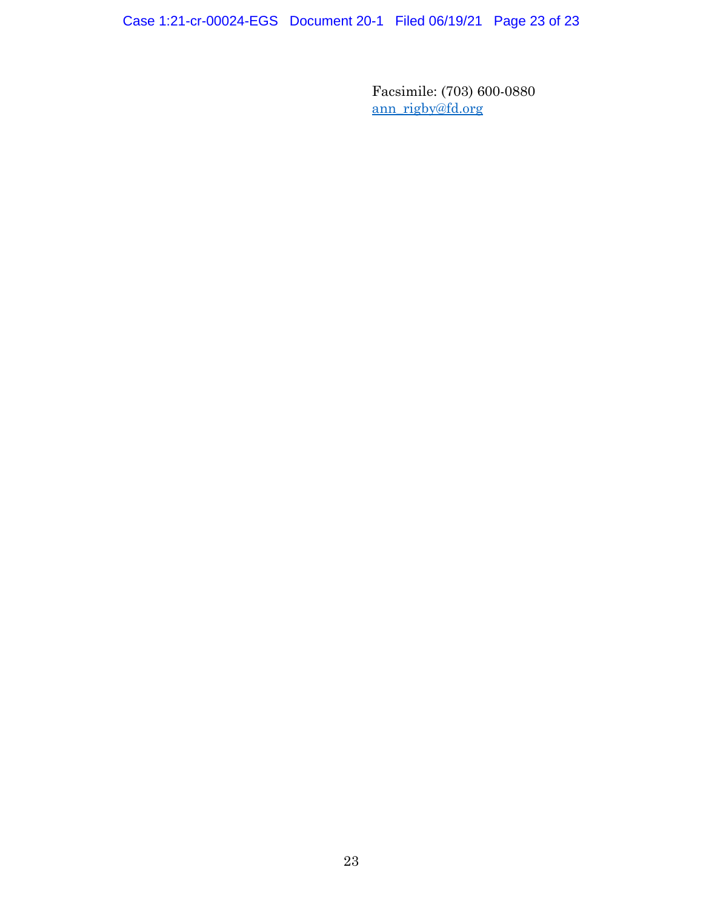Facsimile: (703) 600-0880
ann_rigby@fd.org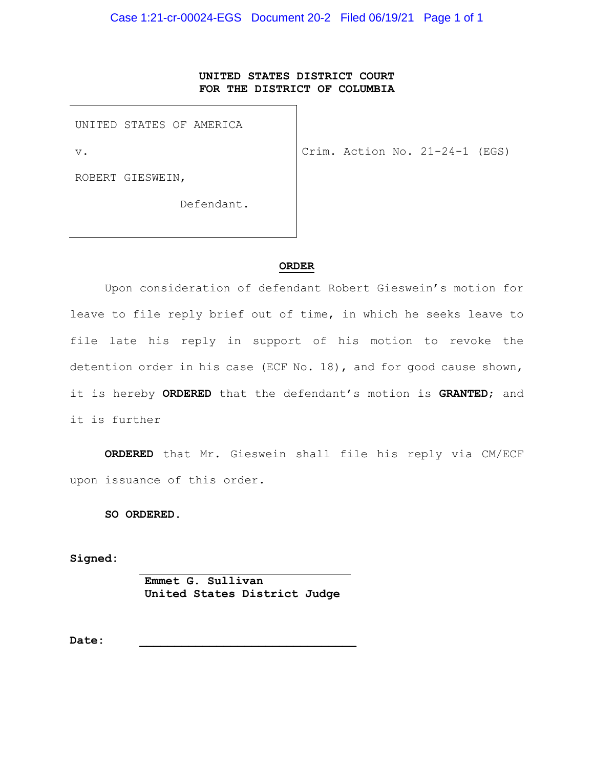**UNITED STATES DISTRICT COURT**
**FOR THE DISTRICT OF COLUMBIA**

| | |
|---|---|
| UNITED STATES OF AMERICA<br><br>v.<br><br>ROBERT GIESWEIN,<br><br>Defendant. | Crim. Action No. 21-24-1 (EGS) |

**ORDER**

Upon consideration of defendant Robert Gieswein's motion for leave to file reply brief out of time, in which he seeks leave to file late his reply in support of his motion to revoke the detention order in his case (ECF No. 18), and for good cause shown, it is hereby **ORDERED** that the defendant's motion is **GRANTED**; and it is further

**ORDERED** that Mr. Gieswein shall file his reply via CM/ECF upon issuance of this order.

**SO ORDERED.**

**Signed:**

\_\_\_\_\_\_\_\_\_\_\_\_\_\_\_\_\_\_\_\_\_\_\_\_\_\_\_\_\_\_
**Emmet G. Sullivan**
**United States District Judge**

**Date:** \_\_\_\_\_\_\_\_\_\_\_\_\_\_\_\_\_\_\_\_\_\_\_\_\_\_\_\_\_\_